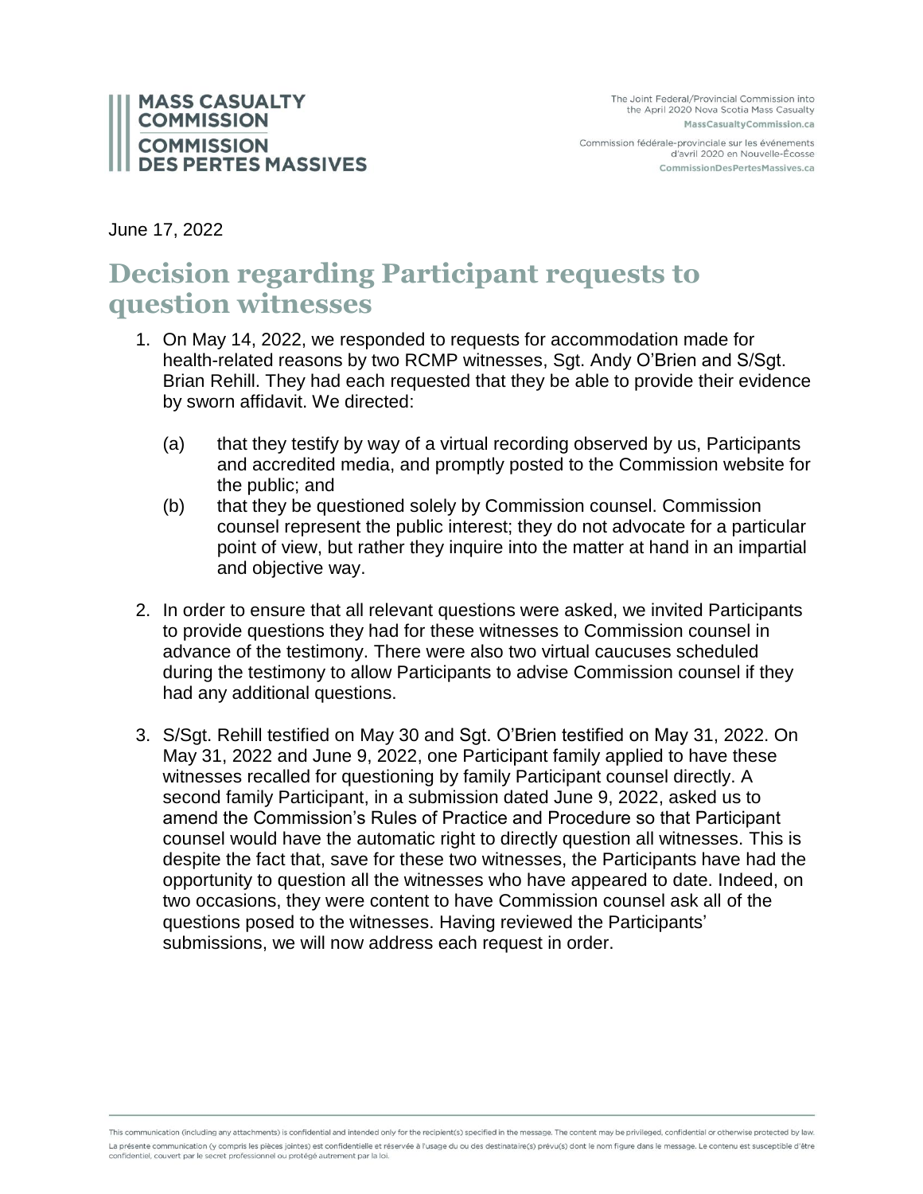June 17, 2022

# Decision regarding Participant requests to question witnesses

1. On May 14, 2022, we responded to requests for accommodation made for health-related reasons by two RCMP witnesses, Sgt. Andy O'Brien and S/Sgt. Brian Rehill. They had each requested that they be able to provide their evidence by sworn affidavit. We directed:

   (a) that they testify by way of a virtual recording observed by us, Participants and accredited media, and promptly posted to the Commission website for the public; and

   (b) that they be questioned solely by Commission counsel. Commission counsel represent the public interest; they do not advocate for a particular point of view, but rather they inquire into the matter at hand in an impartial and objective way.

2. In order to ensure that all relevant questions were asked, we invited Participants to provide questions they had for these witnesses to Commission counsel in advance of the testimony. There were also two virtual caucuses scheduled during the testimony to allow Participants to advise Commission counsel if they had any additional questions.

3. S/Sgt. Rehill testified on May 30 and Sgt. O'Brien testified on May 31, 2022. On May 31, 2022 and June 9, 2022, one Participant family applied to have these witnesses recalled for questioning by family Participant counsel directly. A second family Participant, in a submission dated June 9, 2022, asked us to amend the Commission's Rules of Practice and Procedure so that Participant counsel would have the automatic right to directly question all witnesses. This is despite the fact that, save for these two witnesses, the Participants have had the opportunity to question all the witnesses who have appeared to date. Indeed, on two occasions, they were content to have Commission counsel ask all of the questions posed to the witnesses. Having reviewed the Participants' submissions, we will now address each request in order.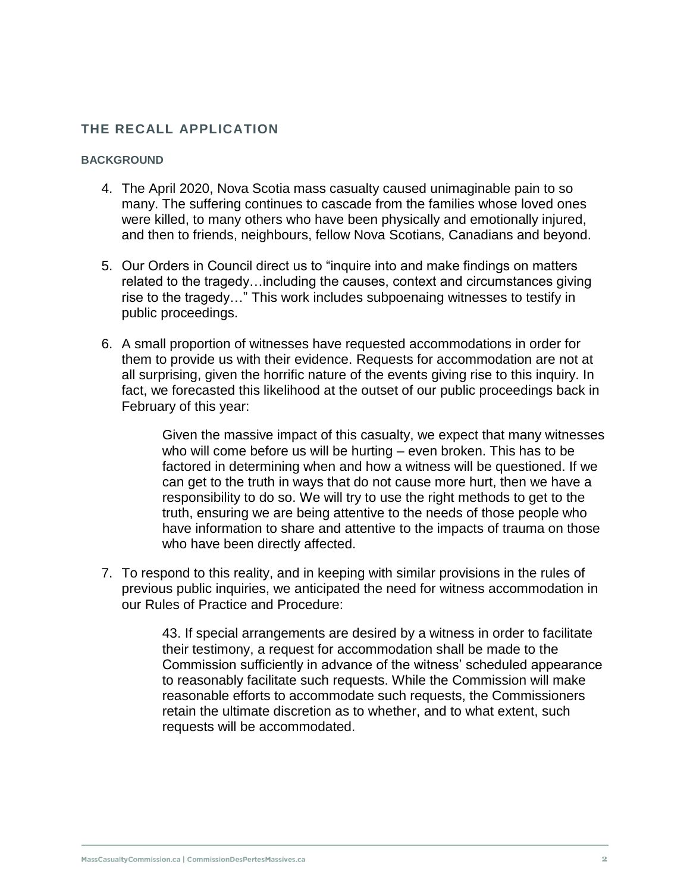## THE RECALL APPLICATION

### BACKGROUND

4. The April 2020, Nova Scotia mass casualty caused unimaginable pain to so many. The suffering continues to cascade from the families whose loved ones were killed, to many others who have been physically and emotionally injured, and then to friends, neighbours, fellow Nova Scotians, Canadians and beyond.

5. Our Orders in Council direct us to "inquire into and make findings on matters related to the tragedy…including the causes, context and circumstances giving rise to the tragedy…" This work includes subpoenaing witnesses to testify in public proceedings.

6. A small proportion of witnesses have requested accommodations in order for them to provide us with their evidence. Requests for accommodation are not at all surprising, given the horrific nature of the events giving rise to this inquiry. In fact, we forecasted this likelihood at the outset of our public proceedings back in February of this year:

> Given the massive impact of this casualty, we expect that many witnesses who will come before us will be hurting – even broken. This has to be factored in determining when and how a witness will be questioned. If we can get to the truth in ways that do not cause more hurt, then we have a responsibility to do so. We will try to use the right methods to get to the truth, ensuring we are being attentive to the needs of those people who have information to share and attentive to the impacts of trauma on those who have been directly affected.

7. To respond to this reality, and in keeping with similar provisions in the rules of previous public inquiries, we anticipated the need for witness accommodation in our Rules of Practice and Procedure:

> 43. If special arrangements are desired by a witness in order to facilitate their testimony, a request for accommodation shall be made to the Commission sufficiently in advance of the witness' scheduled appearance to reasonably facilitate such requests. While the Commission will make reasonable efforts to accommodate such requests, the Commissioners retain the ultimate discretion as to whether, and to what extent, such requests will be accommodated.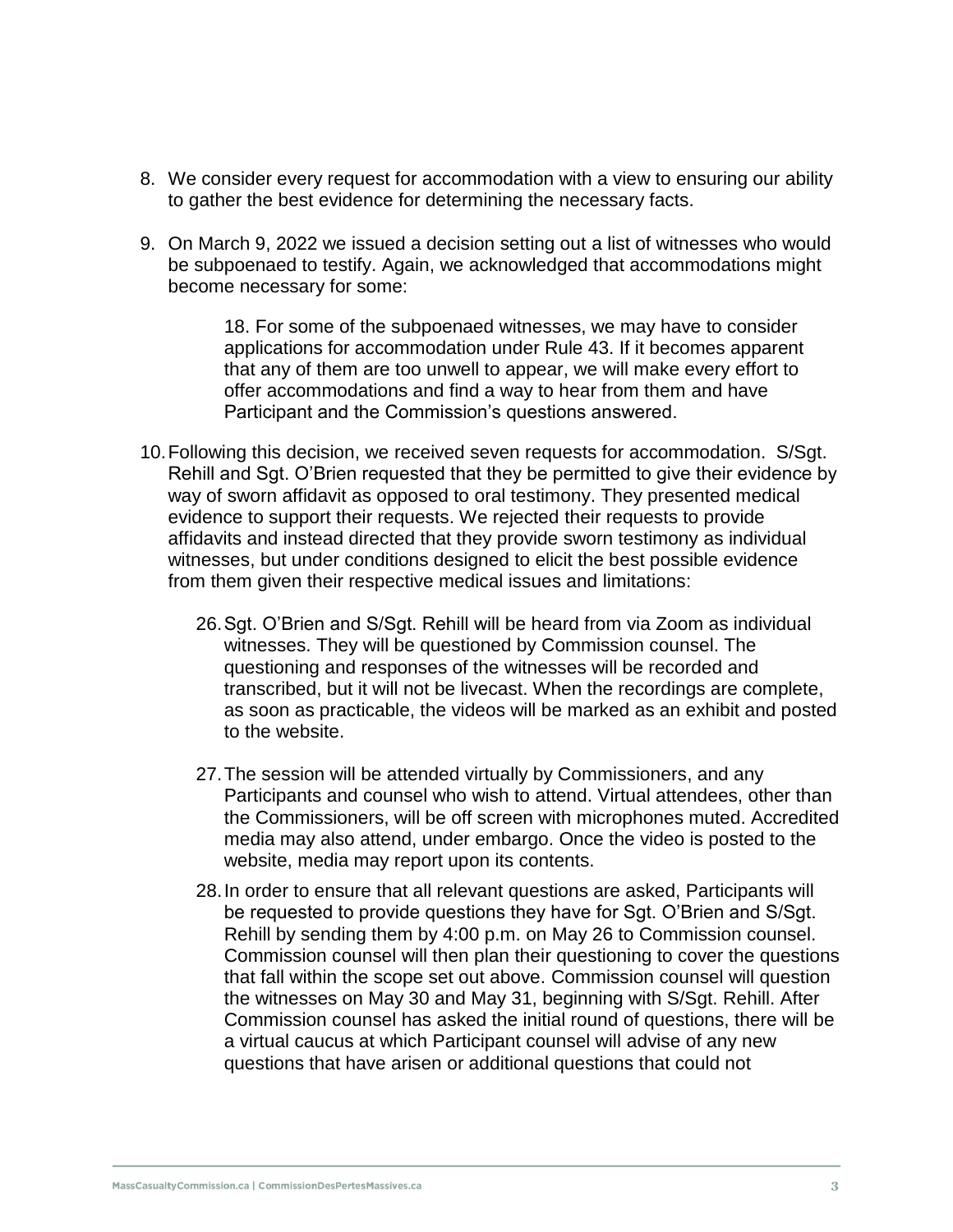8. We consider every request for accommodation with a view to ensuring our ability to gather the best evidence for determining the necessary facts.

9. On March 9, 2022 we issued a decision setting out a list of witnesses who would be subpoenaed to testify. Again, we acknowledged that accommodations might become necessary for some:

   > 18. For some of the subpoenaed witnesses, we may have to consider applications for accommodation under Rule 43. If it becomes apparent that any of them are too unwell to appear, we will make every effort to offer accommodations and find a way to hear from them and have Participant and the Commission's questions answered.

10. Following this decision, we received seven requests for accommodation. S/Sgt. Rehill and Sgt. O'Brien requested that they be permitted to give their evidence by way of sworn affidavit as opposed to oral testimony. They presented medical evidence to support their requests. We rejected their requests to provide affidavits and instead directed that they provide sworn testimony as individual witnesses, but under conditions designed to elicit the best possible evidence from them given their respective medical issues and limitations:

    > 26. Sgt. O'Brien and S/Sgt. Rehill will be heard from via Zoom as individual witnesses. They will be questioned by Commission counsel. The questioning and responses of the witnesses will be recorded and transcribed, but it will not be livecast. When the recordings are complete, as soon as practicable, the videos will be marked as an exhibit and posted to the website.
    >
    > 27. The session will be attended virtually by Commissioners, and any Participants and counsel who wish to attend. Virtual attendees, other than the Commissioners, will be off screen with microphones muted. Accredited media may also attend, under embargo. Once the video is posted to the website, media may report upon its contents.
    >
    > 28. In order to ensure that all relevant questions are asked, Participants will be requested to provide questions they have for Sgt. O'Brien and S/Sgt. Rehill by sending them by 4:00 p.m. on May 26 to Commission counsel. Commission counsel will then plan their questioning to cover the questions that fall within the scope set out above. Commission counsel will question the witnesses on May 30 and May 31, beginning with S/Sgt. Rehill. After Commission counsel has asked the initial round of questions, there will be a virtual caucus at which Participant counsel will advise of any new questions that have arisen or additional questions that could not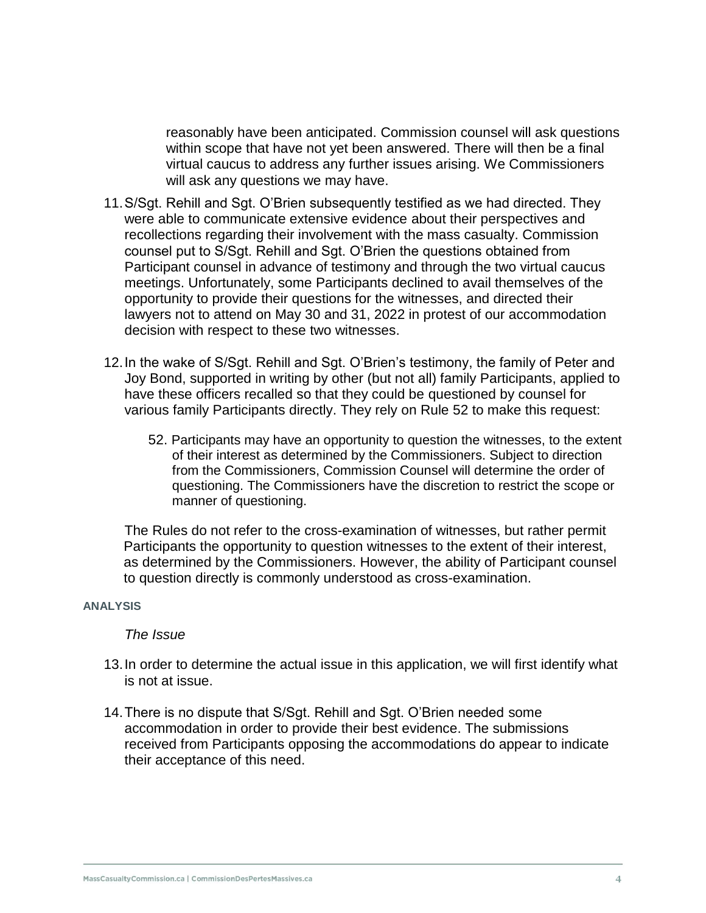reasonably have been anticipated. Commission counsel will ask questions within scope that have not yet been answered. There will then be a final virtual caucus to address any further issues arising. We Commissioners will ask any questions we may have.

11. S/Sgt. Rehill and Sgt. O'Brien subsequently testified as we had directed. They were able to communicate extensive evidence about their perspectives and recollections regarding their involvement with the mass casualty. Commission counsel put to S/Sgt. Rehill and Sgt. O'Brien the questions obtained from Participant counsel in advance of testimony and through the two virtual caucus meetings. Unfortunately, some Participants declined to avail themselves of the opportunity to provide their questions for the witnesses, and directed their lawyers not to attend on May 30 and 31, 2022 in protest of our accommodation decision with respect to these two witnesses.

12. In the wake of S/Sgt. Rehill and Sgt. O'Brien's testimony, the family of Peter and Joy Bond, supported in writing by other (but not all) family Participants, applied to have these officers recalled so that they could be questioned by counsel for various family Participants directly. They rely on Rule 52 to make this request:

    52. Participants may have an opportunity to question the witnesses, to the extent of their interest as determined by the Commissioners. Subject to direction from the Commissioners, Commission Counsel will determine the order of questioning. The Commissioners have the discretion to restrict the scope or manner of questioning.

    The Rules do not refer to the cross-examination of witnesses, but rather permit Participants the opportunity to question witnesses to the extent of their interest, as determined by the Commissioners. However, the ability of Participant counsel to question directly is commonly understood as cross-examination.

## ANALYSIS

*The Issue*

13. In order to determine the actual issue in this application, we will first identify what is not at issue.

14. There is no dispute that S/Sgt. Rehill and Sgt. O'Brien needed some accommodation in order to provide their best evidence. The submissions received from Participants opposing the accommodations do appear to indicate their acceptance of this need.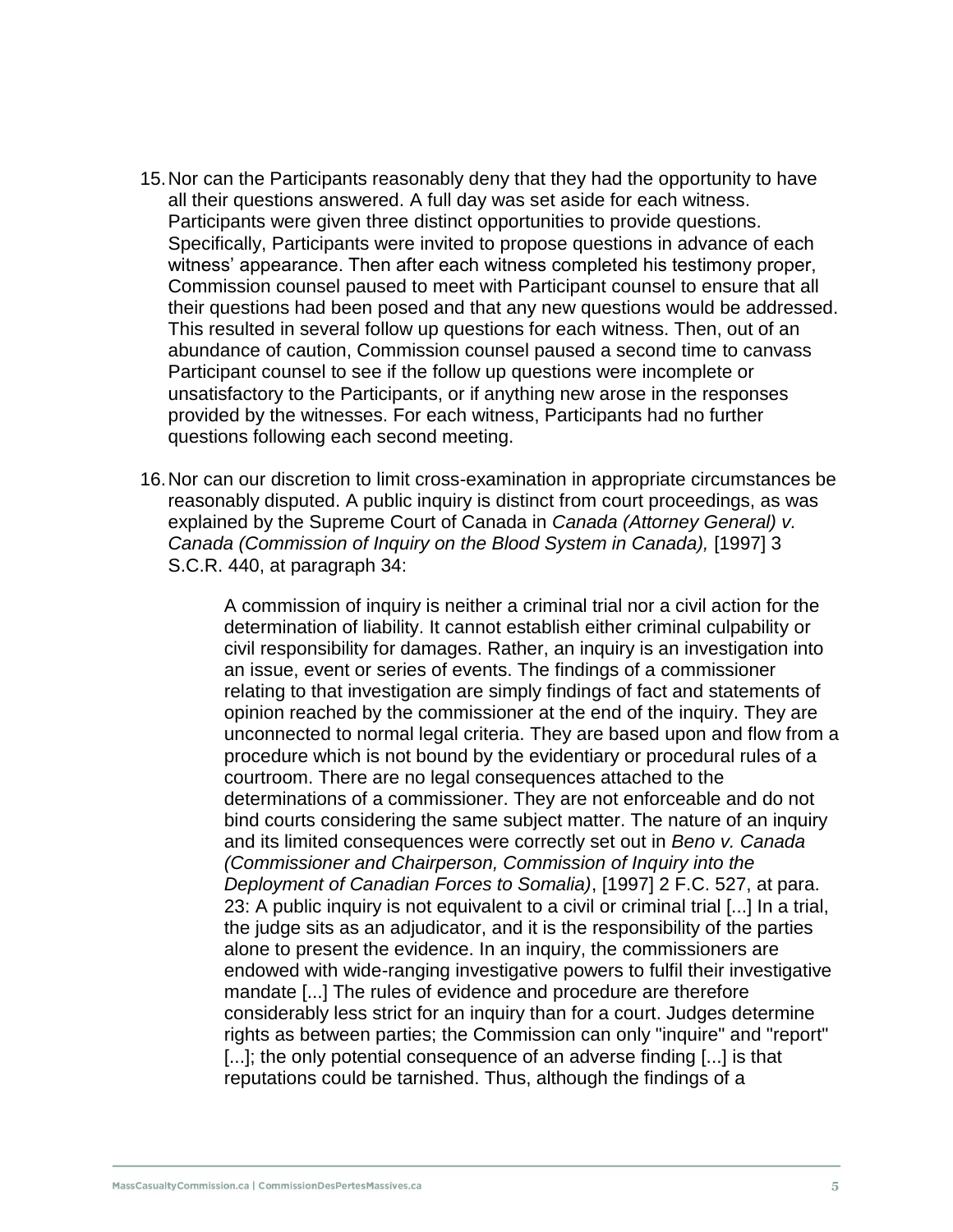15. Nor can the Participants reasonably deny that they had the opportunity to have all their questions answered. A full day was set aside for each witness. Participants were given three distinct opportunities to provide questions. Specifically, Participants were invited to propose questions in advance of each witness' appearance. Then after each witness completed his testimony proper, Commission counsel paused to meet with Participant counsel to ensure that all their questions had been posed and that any new questions would be addressed. This resulted in several follow up questions for each witness. Then, out of an abundance of caution, Commission counsel paused a second time to canvass Participant counsel to see if the follow up questions were incomplete or unsatisfactory to the Participants, or if anything new arose in the responses provided by the witnesses. For each witness, Participants had no further questions following each second meeting.

16. Nor can our discretion to limit cross-examination in appropriate circumstances be reasonably disputed. A public inquiry is distinct from court proceedings, as was explained by the Supreme Court of Canada in *Canada (Attorney General) v. Canada (Commission of Inquiry on the Blood System in Canada),* [1997] 3 S.C.R. 440, at paragraph 34:

> A commission of inquiry is neither a criminal trial nor a civil action for the determination of liability. It cannot establish either criminal culpability or civil responsibility for damages. Rather, an inquiry is an investigation into an issue, event or series of events. The findings of a commissioner relating to that investigation are simply findings of fact and statements of opinion reached by the commissioner at the end of the inquiry. They are unconnected to normal legal criteria. They are based upon and flow from a procedure which is not bound by the evidentiary or procedural rules of a courtroom. There are no legal consequences attached to the determinations of a commissioner. They are not enforceable and do not bind courts considering the same subject matter. The nature of an inquiry and its limited consequences were correctly set out in *Beno v. Canada (Commissioner and Chairperson, Commission of Inquiry into the Deployment of Canadian Forces to Somalia)*, [1997] 2 F.C. 527, at para. 23: A public inquiry is not equivalent to a civil or criminal trial [...] In a trial, the judge sits as an adjudicator, and it is the responsibility of the parties alone to present the evidence. In an inquiry, the commissioners are endowed with wide-ranging investigative powers to fulfil their investigative mandate [...] The rules of evidence and procedure are therefore considerably less strict for an inquiry than for a court. Judges determine rights as between parties; the Commission can only "inquire" and "report" [...]; the only potential consequence of an adverse finding [...] is that reputations could be tarnished. Thus, although the findings of a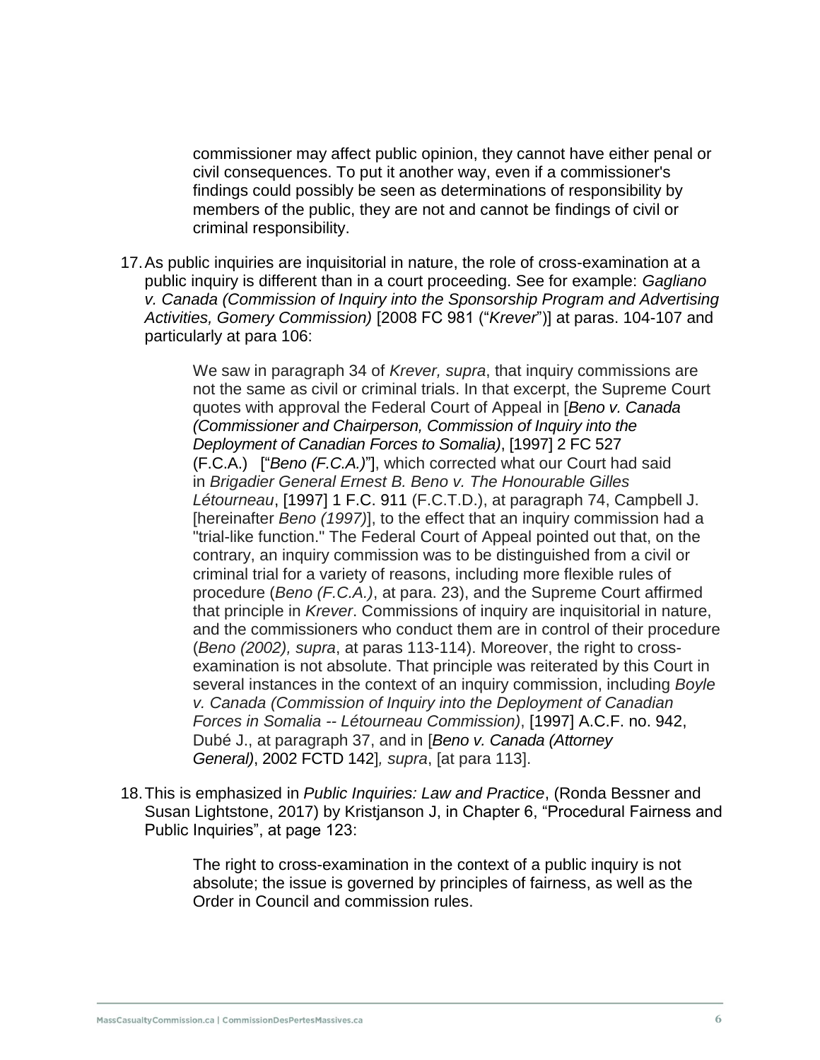> commissioner may affect public opinion, they cannot have either penal or civil consequences. To put it another way, even if a commissioner's findings could possibly be seen as determinations of responsibility by members of the public, they are not and cannot be findings of civil or criminal responsibility.

17. As public inquiries are inquisitorial in nature, the role of cross-examination at a public inquiry is different than in a court proceeding. See for example: *Gagliano v. Canada (Commission of Inquiry into the Sponsorship Program and Advertising Activities, Gomery Commission)* [2008 FC 981 ("*Krever*")] at paras. 104-107 and particularly at para 106:

> We saw in paragraph 34 of *Krever, supra*, that inquiry commissions are not the same as civil or criminal trials. In that excerpt, the Supreme Court quotes with approval the Federal Court of Appeal in [*Beno v. Canada (Commissioner and Chairperson, Commission of Inquiry into the Deployment of Canadian Forces to Somalia)*, [1997] 2 FC 527 (F.C.A.) ["*Beno (F.C.A.)*"], which corrected what our Court had said in *Brigadier General Ernest B. Beno v. The Honourable Gilles Létourneau*, [1997] 1 F.C. 911 (F.C.T.D.), at paragraph 74, Campbell J. [hereinafter *Beno (1997)*], to the effect that an inquiry commission had a "trial-like function." The Federal Court of Appeal pointed out that, on the contrary, an inquiry commission was to be distinguished from a civil or criminal trial for a variety of reasons, including more flexible rules of procedure (*Beno (F.C.A.)*, at para. 23), and the Supreme Court affirmed that principle in *Krever*. Commissions of inquiry are inquisitorial in nature, and the commissioners who conduct them are in control of their procedure (*Beno (2002), supra*, at paras 113-114). Moreover, the right to cross-examination is not absolute. That principle was reiterated by this Court in several instances in the context of an inquiry commission, including *Boyle v. Canada (Commission of Inquiry into the Deployment of Canadian Forces in Somalia -- Létourneau Commission)*, [1997] A.C.F. no. 942, Dubé J., at paragraph 37, and in [*Beno v. Canada (Attorney General)*, 2002 FCTD 142]*, supra*, [at para 113].

18. This is emphasized in *Public Inquiries: Law and Practice*, (Ronda Bessner and Susan Lightstone, 2017) by Kristjanson J, in Chapter 6, "Procedural Fairness and Public Inquiries", at page 123:

> The right to cross-examination in the context of a public inquiry is not absolute; the issue is governed by principles of fairness, as well as the Order in Council and commission rules.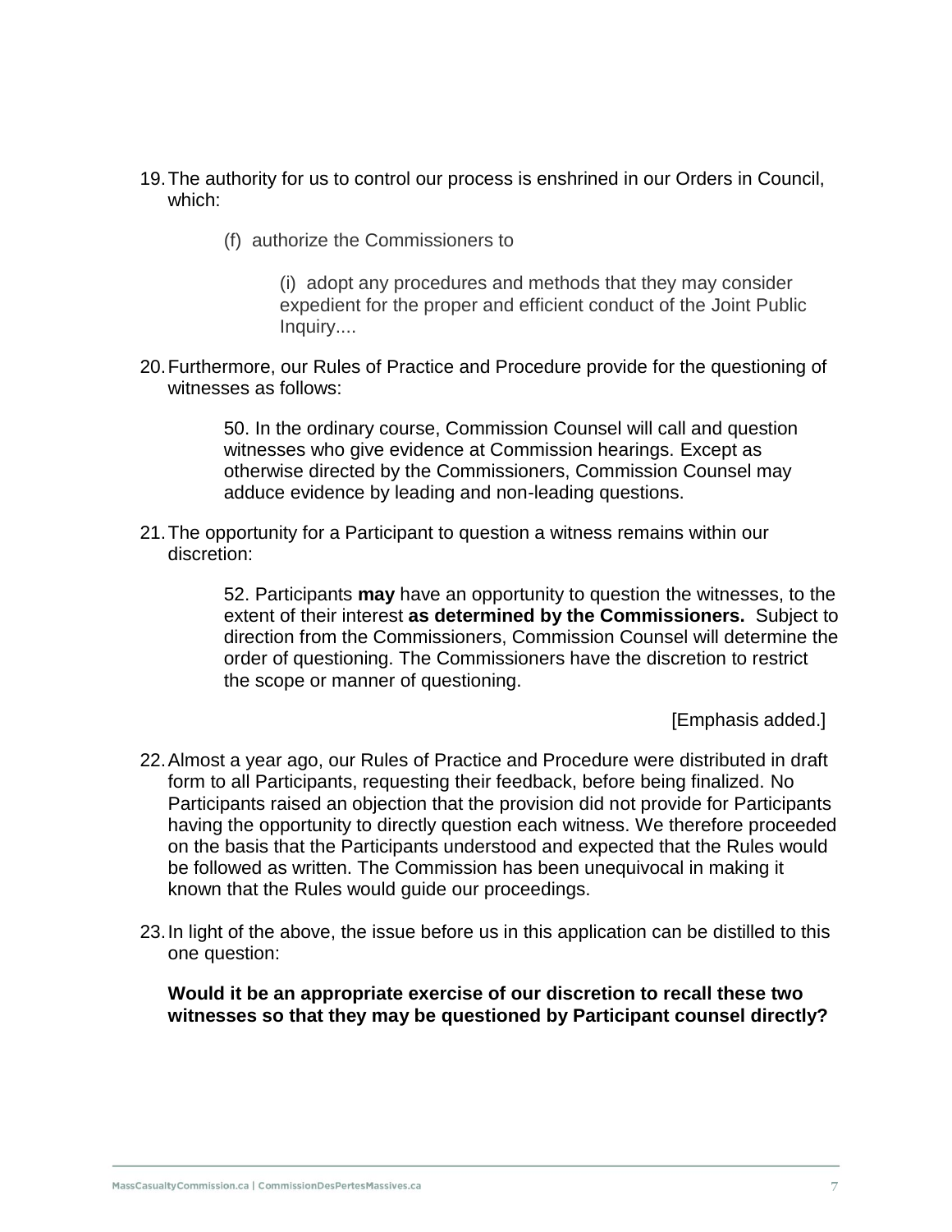19. The authority for us to control our process is enshrined in our Orders in Council, which:

> (f) authorize the Commissioners to
>
> > (i) adopt any procedures and methods that they may consider expedient for the proper and efficient conduct of the Joint Public Inquiry....

20. Furthermore, our Rules of Practice and Procedure provide for the questioning of witnesses as follows:

> 50. In the ordinary course, Commission Counsel will call and question witnesses who give evidence at Commission hearings. Except as otherwise directed by the Commissioners, Commission Counsel may adduce evidence by leading and non-leading questions.

21. The opportunity for a Participant to question a witness remains within our discretion:

> 52. Participants **may** have an opportunity to question the witnesses, to the extent of their interest **as determined by the Commissioners.** Subject to direction from the Commissioners, Commission Counsel will determine the order of questioning. The Commissioners have the discretion to restrict the scope or manner of questioning.
>
> [Emphasis added.]

22. Almost a year ago, our Rules of Practice and Procedure were distributed in draft form to all Participants, requesting their feedback, before being finalized. No Participants raised an objection that the provision did not provide for Participants having the opportunity to directly question each witness. We therefore proceeded on the basis that the Participants understood and expected that the Rules would be followed as written. The Commission has been unequivocal in making it known that the Rules would guide our proceedings.

23. In light of the above, the issue before us in this application can be distilled to this one question:

**Would it be an appropriate exercise of our discretion to recall these two witnesses so that they may be questioned by Participant counsel directly?**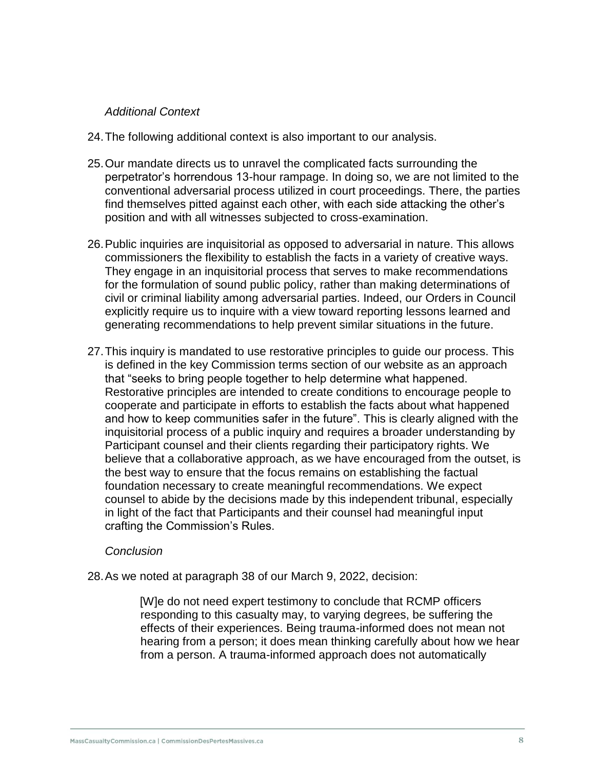*Additional Context*

24. The following additional context is also important to our analysis.

25. Our mandate directs us to unravel the complicated facts surrounding the perpetrator's horrendous 13-hour rampage. In doing so, we are not limited to the conventional adversarial process utilized in court proceedings. There, the parties find themselves pitted against each other, with each side attacking the other's position and with all witnesses subjected to cross-examination.

26. Public inquiries are inquisitorial as opposed to adversarial in nature. This allows commissioners the flexibility to establish the facts in a variety of creative ways. They engage in an inquisitorial process that serves to make recommendations for the formulation of sound public policy, rather than making determinations of civil or criminal liability among adversarial parties. Indeed, our Orders in Council explicitly require us to inquire with a view toward reporting lessons learned and generating recommendations to help prevent similar situations in the future.

27. This inquiry is mandated to use restorative principles to guide our process. This is defined in the key Commission terms section of our website as an approach that "seeks to bring people together to help determine what happened. Restorative principles are intended to create conditions to encourage people to cooperate and participate in efforts to establish the facts about what happened and how to keep communities safer in the future". This is clearly aligned with the inquisitorial process of a public inquiry and requires a broader understanding by Participant counsel and their clients regarding their participatory rights. We believe that a collaborative approach, as we have encouraged from the outset, is the best way to ensure that the focus remains on establishing the factual foundation necessary to create meaningful recommendations. We expect counsel to abide by the decisions made by this independent tribunal, especially in light of the fact that Participants and their counsel had meaningful input crafting the Commission's Rules.

*Conclusion*

28. As we noted at paragraph 38 of our March 9, 2022, decision:

> [W]e do not need expert testimony to conclude that RCMP officers responding to this casualty may, to varying degrees, be suffering the effects of their experiences. Being trauma-informed does not mean not hearing from a person; it does mean thinking carefully about how we hear from a person. A trauma-informed approach does not automatically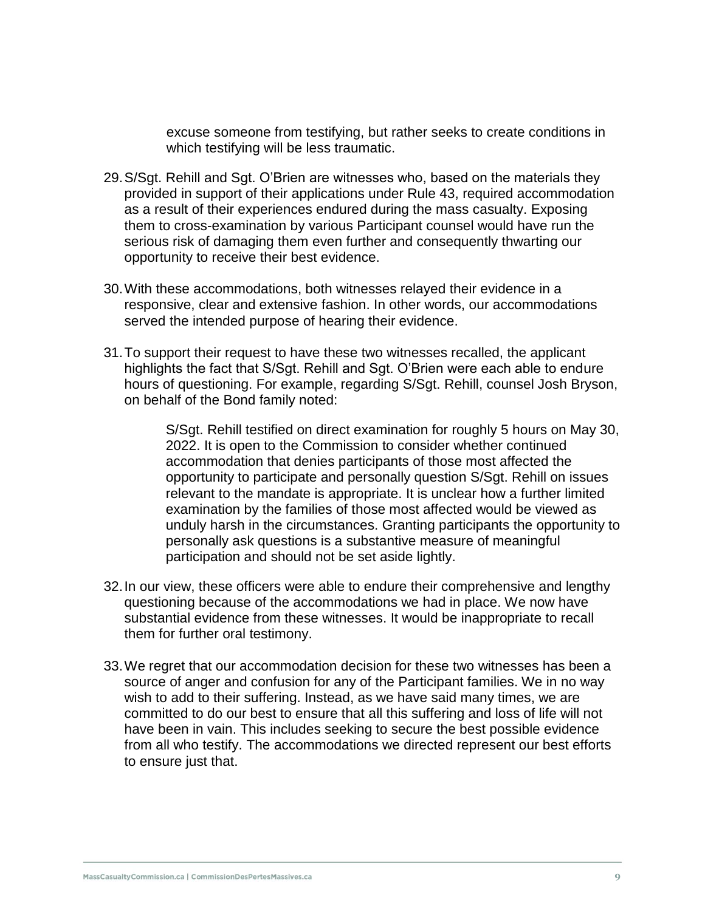excuse someone from testifying, but rather seeks to create conditions in which testifying will be less traumatic.

29. S/Sgt. Rehill and Sgt. O'Brien are witnesses who, based on the materials they provided in support of their applications under Rule 43, required accommodation as a result of their experiences endured during the mass casualty. Exposing them to cross-examination by various Participant counsel would have run the serious risk of damaging them even further and consequently thwarting our opportunity to receive their best evidence.

30. With these accommodations, both witnesses relayed their evidence in a responsive, clear and extensive fashion. In other words, our accommodations served the intended purpose of hearing their evidence.

31. To support their request to have these two witnesses recalled, the applicant highlights the fact that S/Sgt. Rehill and Sgt. O'Brien were each able to endure hours of questioning. For example, regarding S/Sgt. Rehill, counsel Josh Bryson, on behalf of the Bond family noted:

> S/Sgt. Rehill testified on direct examination for roughly 5 hours on May 30, 2022. It is open to the Commission to consider whether continued accommodation that denies participants of those most affected the opportunity to participate and personally question S/Sgt. Rehill on issues relevant to the mandate is appropriate. It is unclear how a further limited examination by the families of those most affected would be viewed as unduly harsh in the circumstances. Granting participants the opportunity to personally ask questions is a substantive measure of meaningful participation and should not be set aside lightly.

32. In our view, these officers were able to endure their comprehensive and lengthy questioning because of the accommodations we had in place. We now have substantial evidence from these witnesses. It would be inappropriate to recall them for further oral testimony.

33. We regret that our accommodation decision for these two witnesses has been a source of anger and confusion for any of the Participant families. We in no way wish to add to their suffering. Instead, as we have said many times, we are committed to do our best to ensure that all this suffering and loss of life will not have been in vain. This includes seeking to secure the best possible evidence from all who testify. The accommodations we directed represent our best efforts to ensure just that.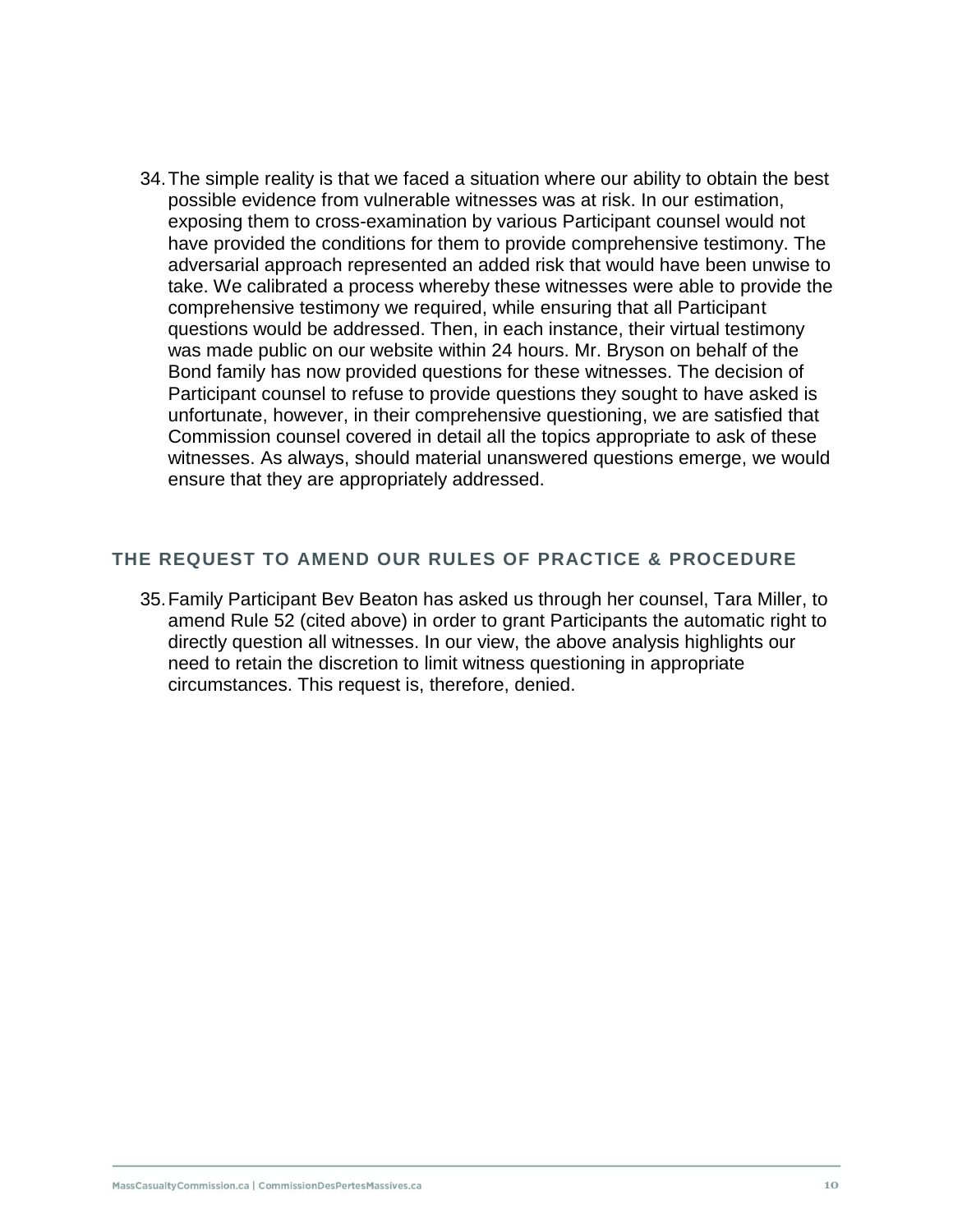34. The simple reality is that we faced a situation where our ability to obtain the best possible evidence from vulnerable witnesses was at risk. In our estimation, exposing them to cross-examination by various Participant counsel would not have provided the conditions for them to provide comprehensive testimony. The adversarial approach represented an added risk that would have been unwise to take. We calibrated a process whereby these witnesses were able to provide the comprehensive testimony we required, while ensuring that all Participant questions would be addressed. Then, in each instance, their virtual testimony was made public on our website within 24 hours. Mr. Bryson on behalf of the Bond family has now provided questions for these witnesses. The decision of Participant counsel to refuse to provide questions they sought to have asked is unfortunate, however, in their comprehensive questioning, we are satisfied that Commission counsel covered in detail all the topics appropriate to ask of these witnesses. As always, should material unanswered questions emerge, we would ensure that they are appropriately addressed.

## THE REQUEST TO AMEND OUR RULES OF PRACTICE & PROCEDURE

35. Family Participant Bev Beaton has asked us through her counsel, Tara Miller, to amend Rule 52 (cited above) in order to grant Participants the automatic right to directly question all witnesses. In our view, the above analysis highlights our need to retain the discretion to limit witness questioning in appropriate circumstances. This request is, therefore, denied.